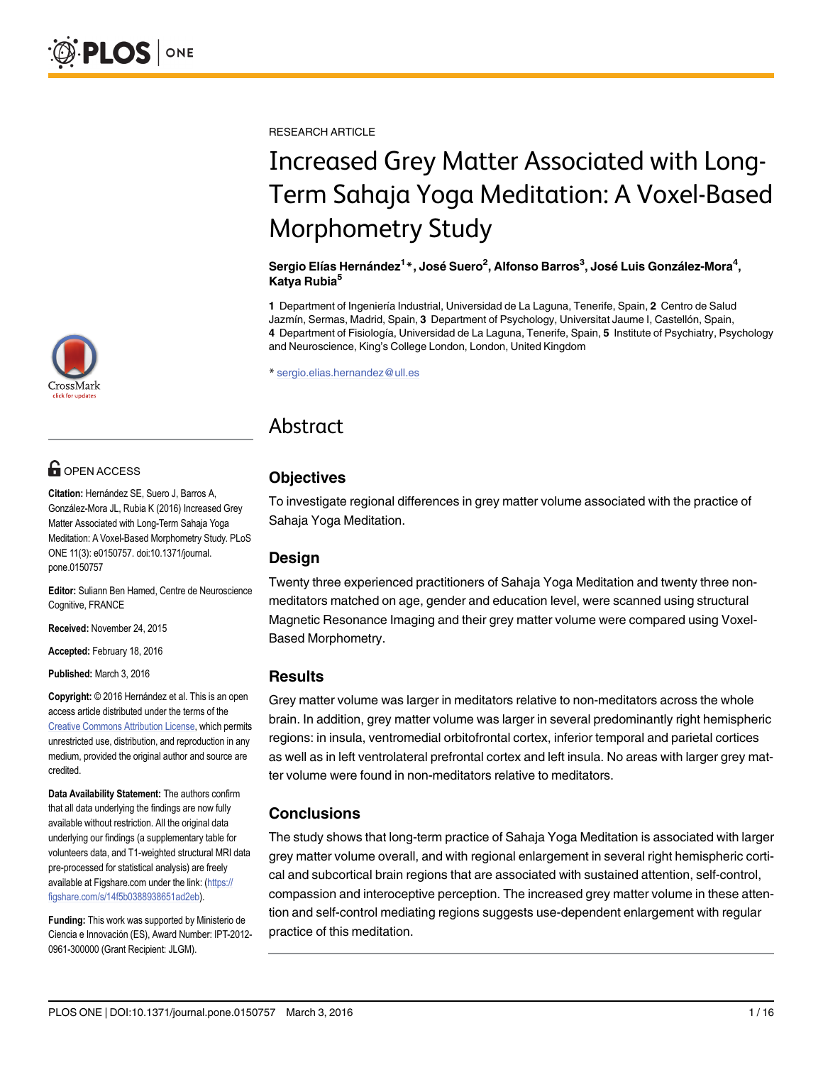RESEARCH ARTICLE

# Increased Grey Matter Associated with Long-Term Sahaja Yoga Meditation: A Voxel-Based Morphometry Study

**Sergio Elías Hernández[1]*, José Suero[2], Alfonso Barros[3], José Luis González-Mora[4], Katya Rubia[5]**

**1** Department of Ingeniería Industrial, Universidad de La Laguna, Tenerife, Spain, **2** Centro de Salud Jazmín, Sermas, Madrid, Spain, **3** Department of Psychology, Universitat Jaume I, Castellón, Spain, **4** Department of Fisiología, Universidad de La Laguna, Tenerife, Spain, **5** Institute of Psychiatry, Psychology and Neuroscience, King's College London, London, United Kingdom

* sergio.elias.hernandez@ull.es

OPEN ACCESS

**Citation:** Hernández SE, Suero J, Barros A, González-Mora JL, Rubia K (2016) Increased Grey Matter Associated with Long-Term Sahaja Yoga Meditation: A Voxel-Based Morphometry Study. PLoS ONE 11(3): e0150757. doi:10.1371/journal.pone.0150757

**Editor:** Suliann Ben Hamed, Centre de Neuroscience Cognitive, FRANCE

**Received:** November 24, 2015

**Accepted:** February 18, 2016

**Published:** March 3, 2016

**Copyright:** © 2016 Hernández et al. This is an open access article distributed under the terms of the Creative Commons Attribution License, which permits unrestricted use, distribution, and reproduction in any medium, provided the original author and source are credited.

**Data Availability Statement:** The authors confirm that all data underlying the findings are now fully available without restriction. All the original data underlying our findings (a supplementary table for volunteers data, and T1-weighted structural MRI data pre-processed for statistical analysis) are freely available at Figshare.com under the link: (https://figshare.com/s/14f5b0388938651ad2eb).

**Funding:** This work was supported by Ministerio de Ciencia e Innovación (ES), Award Number: IPT-2012-0961-300000 (Grant Recipient: JLGM).

## Abstract

### Objectives

To investigate regional differences in grey matter volume associated with the practice of Sahaja Yoga Meditation.

### Design

Twenty three experienced practitioners of Sahaja Yoga Meditation and twenty three non-meditators matched on age, gender and education level, were scanned using structural Magnetic Resonance Imaging and their grey matter volume were compared using Voxel-Based Morphometry.

### Results

Grey matter volume was larger in meditators relative to non-meditators across the whole brain. In addition, grey matter volume was larger in several predominantly right hemispheric regions: in insula, ventromedial orbitofrontal cortex, inferior temporal and parietal cortices as well as in left ventrolateral prefrontal cortex and left insula. No areas with larger grey matter volume were found in non-meditators relative to meditators.

### Conclusions

The study shows that long-term practice of Sahaja Yoga Meditation is associated with larger grey matter volume overall, and with regional enlargement in several right hemispheric cortical and subcortical brain regions that are associated with sustained attention, self-control, compassion and interoceptive perception. The increased grey matter volume in these attention and self-control mediating regions suggests use-dependent enlargement with regular practice of this meditation.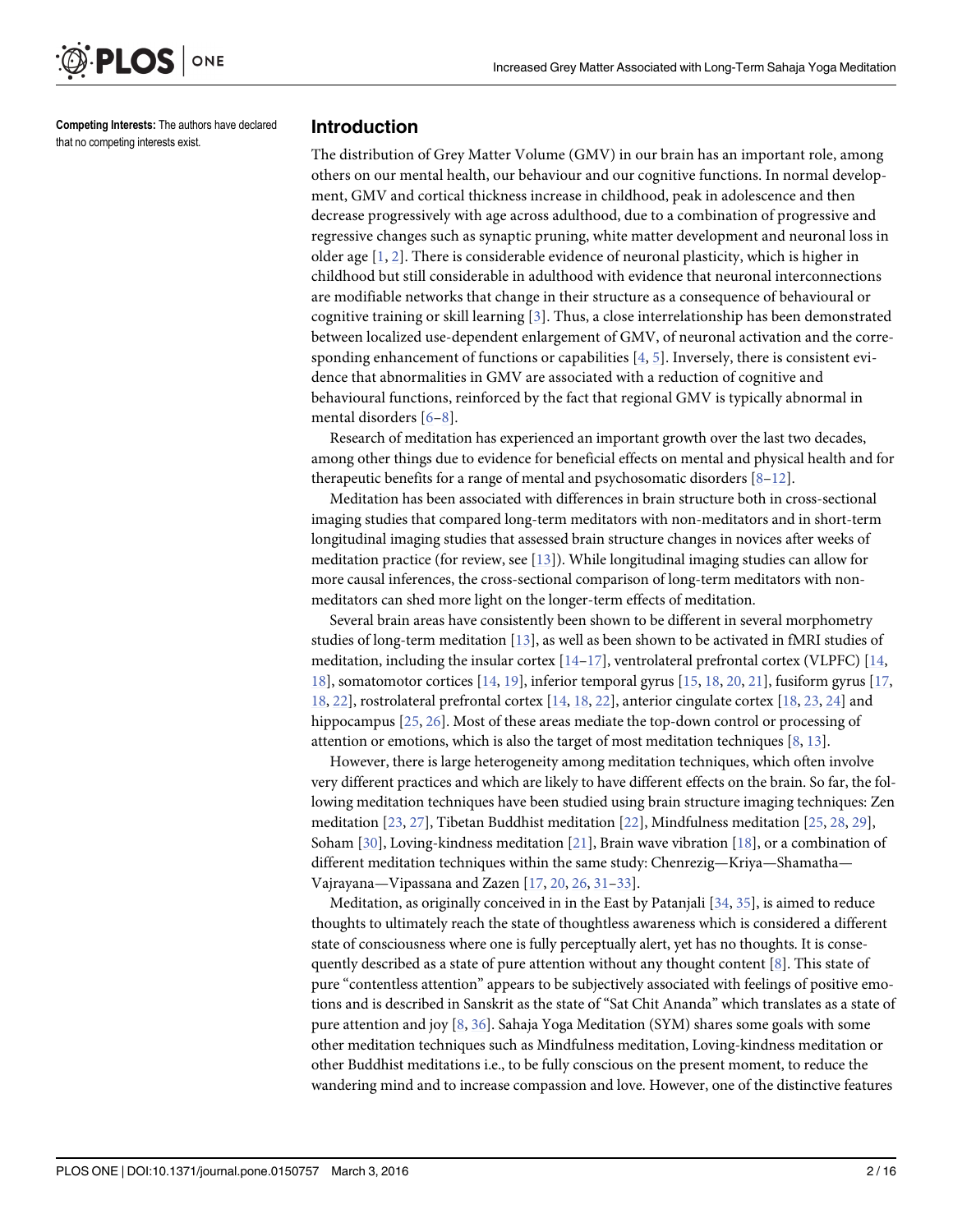**Competing Interests:** The authors have declared that no competing interests exist.

## Introduction

The distribution of Grey Matter Volume (GMV) in our brain has an important role, among others on our mental health, our behaviour and our cognitive functions. In normal development, GMV and cortical thickness increase in childhood, peak in adolescence and then decrease progressively with age across adulthood, due to a combination of progressive and regressive changes such as synaptic pruning, white matter development and neuronal loss in older age [1, 2]. There is considerable evidence of neuronal plasticity, which is higher in childhood but still considerable in adulthood with evidence that neuronal interconnections are modifiable networks that change in their structure as a consequence of behavioural or cognitive training or skill learning [3]. Thus, a close interrelationship has been demonstrated between localized use-dependent enlargement of GMV, of neuronal activation and the corresponding enhancement of functions or capabilities [4, 5]. Inversely, there is consistent evidence that abnormalities in GMV are associated with a reduction of cognitive and behavioural functions, reinforced by the fact that regional GMV is typically abnormal in mental disorders [6–8].

Research of meditation has experienced an important growth over the last two decades, among other things due to evidence for beneficial effects on mental and physical health and for therapeutic benefits for a range of mental and psychosomatic disorders [8–12].

Meditation has been associated with differences in brain structure both in cross-sectional imaging studies that compared long-term meditators with non-meditators and in short-term longitudinal imaging studies that assessed brain structure changes in novices after weeks of meditation practice (for review, see [13]). While longitudinal imaging studies can allow for more causal inferences, the cross-sectional comparison of long-term meditators with non-meditators can shed more light on the longer-term effects of meditation.

Several brain areas have consistently been shown to be different in several morphometry studies of long-term meditation [13], as well as been shown to be activated in fMRI studies of meditation, including the insular cortex [14–17], ventrolateral prefrontal cortex (VLPFC) [14, 18], somatomotor cortices [14, 19], inferior temporal gyrus [15, 18, 20, 21], fusiform gyrus [17, 18, 22], rostrolateral prefrontal cortex [14, 18, 22], anterior cingulate cortex [18, 23, 24] and hippocampus [25, 26]. Most of these areas mediate the top-down control or processing of attention or emotions, which is also the target of most meditation techniques [8, 13].

However, there is large heterogeneity among meditation techniques, which often involve very different practices and which are likely to have different effects on the brain. So far, the following meditation techniques have been studied using brain structure imaging techniques: Zen meditation [23, 27], Tibetan Buddhist meditation [22], Mindfulness meditation [25, 28, 29], Soham [30], Loving-kindness meditation [21], Brain wave vibration [18], or a combination of different meditation techniques within the same study: Chenrezig—Kriya—Shamatha—Vajrayana—Vipassana and Zazen [17, 20, 26, 31–33].

Meditation, as originally conceived in in the East by Patanjali [34, 35], is aimed to reduce thoughts to ultimately reach the state of thoughtless awareness which is considered a different state of consciousness where one is fully perceptually alert, yet has no thoughts. It is consequently described as a state of pure attention without any thought content [8]. This state of pure "contentless attention" appears to be subjectively associated with feelings of positive emotions and is described in Sanskrit as the state of "Sat Chit Ananda" which translates as a state of pure attention and joy [8, 36]. Sahaja Yoga Meditation (SYM) shares some goals with some other meditation techniques such as Mindfulness meditation, Loving-kindness meditation or other Buddhist meditations i.e., to be fully conscious on the present moment, to reduce the wandering mind and to increase compassion and love. However, one of the distinctive features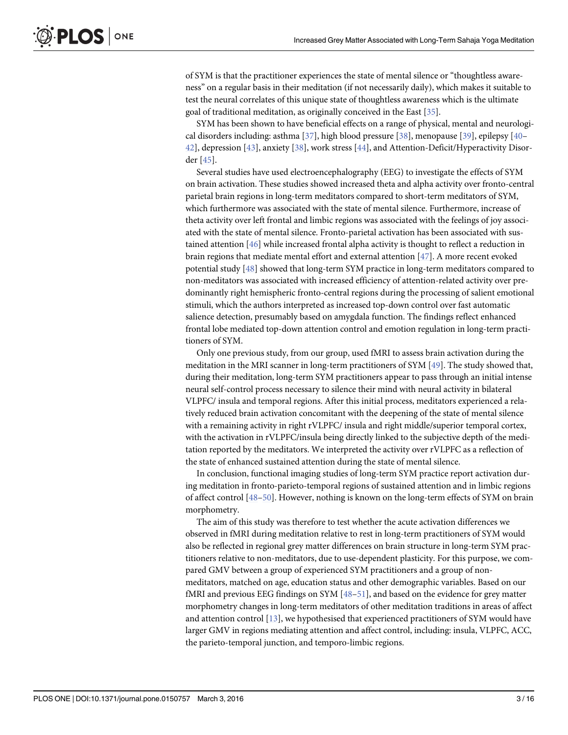of SYM is that the practitioner experiences the state of mental silence or "thoughtless awareness" on a regular basis in their meditation (if not necessarily daily), which makes it suitable to test the neural correlates of this unique state of thoughtless awareness which is the ultimate goal of traditional meditation, as originally conceived in the East [35].

SYM has been shown to have beneficial effects on a range of physical, mental and neurological disorders including: asthma [37], high blood pressure [38], menopause [39], epilepsy [40–42], depression [43], anxiety [38], work stress [44], and Attention-Deficit/Hyperactivity Disorder [45].

Several studies have used electroencephalography (EEG) to investigate the effects of SYM on brain activation. These studies showed increased theta and alpha activity over fronto-central parietal brain regions in long-term meditators compared to short-term meditators of SYM, which furthermore was associated with the state of mental silence. Furthermore, increase of theta activity over left frontal and limbic regions was associated with the feelings of joy associated with the state of mental silence. Fronto-parietal activation has been associated with sustained attention [46] while increased frontal alpha activity is thought to reflect a reduction in brain regions that mediate mental effort and external attention [47]. A more recent evoked potential study [48] showed that long-term SYM practice in long-term meditators compared to non-meditators was associated with increased efficiency of attention-related activity over predominantly right hemispheric fronto-central regions during the processing of salient emotional stimuli, which the authors interpreted as increased top-down control over fast automatic salience detection, presumably based on amygdala function. The findings reflect enhanced frontal lobe mediated top-down attention control and emotion regulation in long-term practitioners of SYM.

Only one previous study, from our group, used fMRI to assess brain activation during the meditation in the MRI scanner in long-term practitioners of SYM [49]. The study showed that, during their meditation, long-term SYM practitioners appear to pass through an initial intense neural self-control process necessary to silence their mind with neural activity in bilateral VLPFC/ insula and temporal regions. After this initial process, meditators experienced a relatively reduced brain activation concomitant with the deepening of the state of mental silence with a remaining activity in right rVLPFC/ insula and right middle/superior temporal cortex, with the activation in rVLPFC/insula being directly linked to the subjective depth of the meditation reported by the meditators. We interpreted the activity over rVLPFC as a reflection of the state of enhanced sustained attention during the state of mental silence.

In conclusion, functional imaging studies of long-term SYM practice report activation during meditation in fronto-parieto-temporal regions of sustained attention and in limbic regions of affect control [48–50]. However, nothing is known on the long-term effects of SYM on brain morphometry.

The aim of this study was therefore to test whether the acute activation differences we observed in fMRI during meditation relative to rest in long-term practitioners of SYM would also be reflected in regional grey matter differences on brain structure in long-term SYM practitioners relative to non-meditators, due to use-dependent plasticity. For this purpose, we compared GMV between a group of experienced SYM practitioners and a group of non-meditators, matched on age, education status and other demographic variables. Based on our fMRI and previous EEG findings on SYM [48–51], and based on the evidence for grey matter morphometry changes in long-term meditators of other meditation traditions in areas of affect and attention control [13], we hypothesised that experienced practitioners of SYM would have larger GMV in regions mediating attention and affect control, including: insula, VLPFC, ACC, the parieto-temporal junction, and temporo-limbic regions.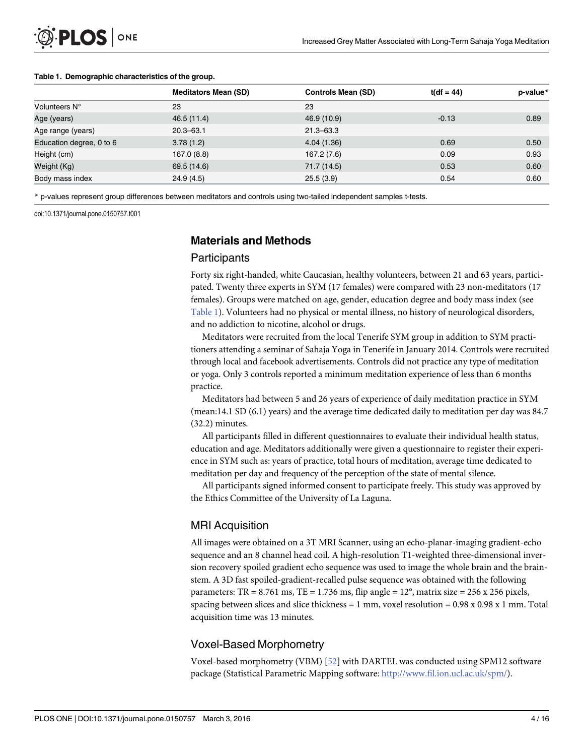**Table 1. Demographic characteristics of the group.**

| | Meditators Mean (SD) | Controls Mean (SD) | t(df = 44) | p-value* |
|---|---|---|---|---|
| Volunteers N° | 23 | 23 | | |
| Age (years) | 46.5 (11.4) | 46.9 (10.9) | -0.13 | 0.89 |
| Age range (years) | 20.3–63.1 | 21.3–63.3 | | |
| Education degree, 0 to 6 | 3.78 (1.2) | 4.04 (1.36) | 0.69 | 0.50 |
| Height (cm) | 167.0 (8.8) | 167.2 (7.6) | 0.09 | 0.93 |
| Weight (Kg) | 69.5 (14.6) | 71.7 (14.5) | 0.53 | 0.60 |
| Body mass index | 24.9 (4.5) | 25.5 (3.9) | 0.54 | 0.60 |

* p-values represent group differences between meditators and controls using two-tailed independent samples t-tests.

doi:10.1371/journal.pone.0150757.t001

## Materials and Methods

### Participants

Forty six right-handed, white Caucasian, healthy volunteers, between 21 and 63 years, participated. Twenty three experts in SYM (17 females) were compared with 23 non-meditators (17 females). Groups were matched on age, gender, education degree and body mass index (see Table 1). Volunteers had no physical or mental illness, no history of neurological disorders, and no addiction to nicotine, alcohol or drugs.

Meditators were recruited from the local Tenerife SYM group in addition to SYM practitioners attending a seminar of Sahaja Yoga in Tenerife in January 2014. Controls were recruited through local and facebook advertisements. Controls did not practice any type of meditation or yoga. Only 3 controls reported a minimum meditation experience of less than 6 months practice.

Meditators had between 5 and 26 years of experience of daily meditation practice in SYM (mean:14.1 SD (6.1) years) and the average time dedicated daily to meditation per day was 84.7 (32.2) minutes.

All participants filled in different questionnaires to evaluate their individual health status, education and age. Meditators additionally were given a questionnaire to register their experience in SYM such as: years of practice, total hours of meditation, average time dedicated to meditation per day and frequency of the perception of the state of mental silence.

All participants signed informed consent to participate freely. This study was approved by the Ethics Committee of the University of La Laguna.

### MRI Acquisition

All images were obtained on a 3T MRI Scanner, using an echo-planar-imaging gradient-echo sequence and an 8 channel head coil. A high-resolution T1-weighted three-dimensional inversion recovery spoiled gradient echo sequence was used to image the whole brain and the brainstem. A 3D fast spoiled-gradient-recalled pulse sequence was obtained with the following parameters: TR = 8.761 ms, TE = 1.736 ms, flip angle = 12°, matrix size = 256 x 256 pixels, spacing between slices and slice thickness = 1 mm, voxel resolution = 0.98 x 0.98 x 1 mm. Total acquisition time was 13 minutes.

### Voxel-Based Morphometry

Voxel-based morphometry (VBM) [52] with DARTEL was conducted using SPM12 software package (Statistical Parametric Mapping software: http://www.fil.ion.ucl.ac.uk/spm/).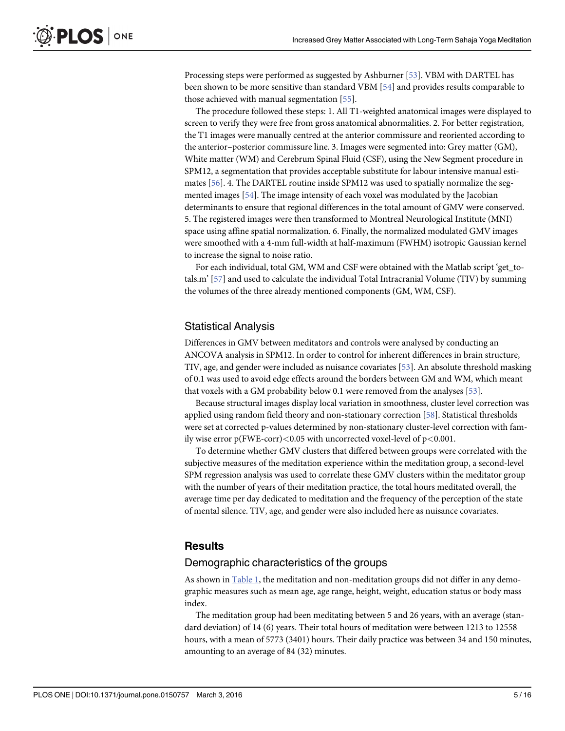Processing steps were performed as suggested by Ashburner [53]. VBM with DARTEL has been shown to be more sensitive than standard VBM [54] and provides results comparable to those achieved with manual segmentation [55].

The procedure followed these steps: 1. All T1-weighted anatomical images were displayed to screen to verify they were free from gross anatomical abnormalities. 2. For better registration, the T1 images were manually centred at the anterior commissure and reoriented according to the anterior–posterior commissure line. 3. Images were segmented into: Grey matter (GM), White matter (WM) and Cerebrum Spinal Fluid (CSF), using the New Segment procedure in SPM12, a segmentation that provides acceptable substitute for labour intensive manual estimates [56]. 4. The DARTEL routine inside SPM12 was used to spatially normalize the segmented images [54]. The image intensity of each voxel was modulated by the Jacobian determinants to ensure that regional differences in the total amount of GMV were conserved. 5. The registered images were then transformed to Montreal Neurological Institute (MNI) space using affine spatial normalization. 6. Finally, the normalized modulated GMV images were smoothed with a 4-mm full-width at half-maximum (FWHM) isotropic Gaussian kernel to increase the signal to noise ratio.

For each individual, total GM, WM and CSF were obtained with the Matlab script 'get_totals.m' [57] and used to calculate the individual Total Intracranial Volume (TIV) by summing the volumes of the three already mentioned components (GM, WM, CSF).

## Statistical Analysis

Differences in GMV between meditators and controls were analysed by conducting an ANCOVA analysis in SPM12. In order to control for inherent differences in brain structure, TIV, age, and gender were included as nuisance covariates [53]. An absolute threshold masking of 0.1 was used to avoid edge effects around the borders between GM and WM, which meant that voxels with a GM probability below 0.1 were removed from the analyses [53].

Because structural images display local variation in smoothness, cluster level correction was applied using random field theory and non-stationary correction [58]. Statistical thresholds were set at corrected p-values determined by non-stationary cluster-level correction with family wise error $p(\text{FWE-corr})<0.05$ with uncorrected voxel-level of $p<0.001$.

To determine whether GMV clusters that differed between groups were correlated with the subjective measures of the meditation experience within the meditation group, a second-level SPM regression analysis was used to correlate these GMV clusters within the meditator group with the number of years of their meditation practice, the total hours meditated overall, the average time per day dedicated to meditation and the frequency of the perception of the state of mental silence. TIV, age, and gender were also included here as nuisance covariates.

# Results

## Demographic characteristics of the groups

As shown in Table 1, the meditation and non-meditation groups did not differ in any demographic measures such as mean age, age range, height, weight, education status or body mass index.

The meditation group had been meditating between 5 and 26 years, with an average (standard deviation) of 14 (6) years. Their total hours of meditation were between 1213 to 12558 hours, with a mean of 5773 (3401) hours. Their daily practice was between 34 and 150 minutes, amounting to an average of 84 (32) minutes.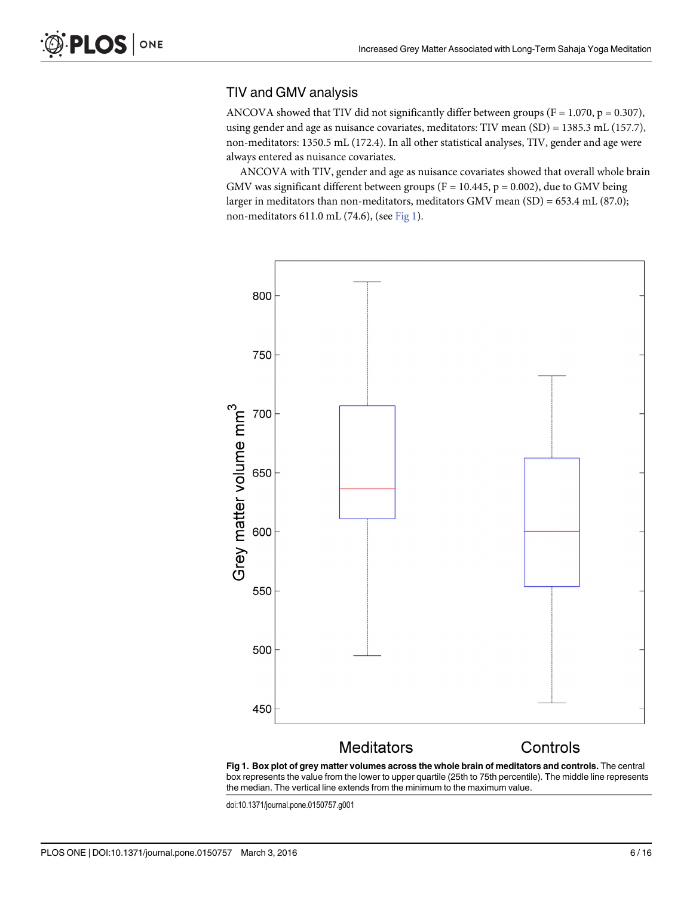## TIV and GMV analysis

ANCOVA showed that TIV did not significantly differ between groups ($F = 1.070$, $p = 0.307$), using gender and age as nuisance covariates, meditators: TIV mean (SD) = 1385.3 mL (157.7), non-meditators: 1350.5 mL (172.4). In all other statistical analyses, TIV, gender and age were always entered as nuisance covariates.

ANCOVA with TIV, gender and age as nuisance covariates showed that overall whole brain GMV was significant different between groups ($F = 10.445$, $p = 0.002$), due to GMV being larger in meditators than non-meditators, meditators GMV mean (SD) = 653.4 mL (87.0); non-meditators 611.0 mL (74.6), (see Fig 1).

**Fig 1. Box plot of grey matter volumes across the whole brain of meditators and controls.** The central box represents the value from the lower to upper quartile (25th to 75th percentile). The middle line represents the median. The vertical line extends from the minimum to the maximum value.

doi:10.1371/journal.pone.0150757.g001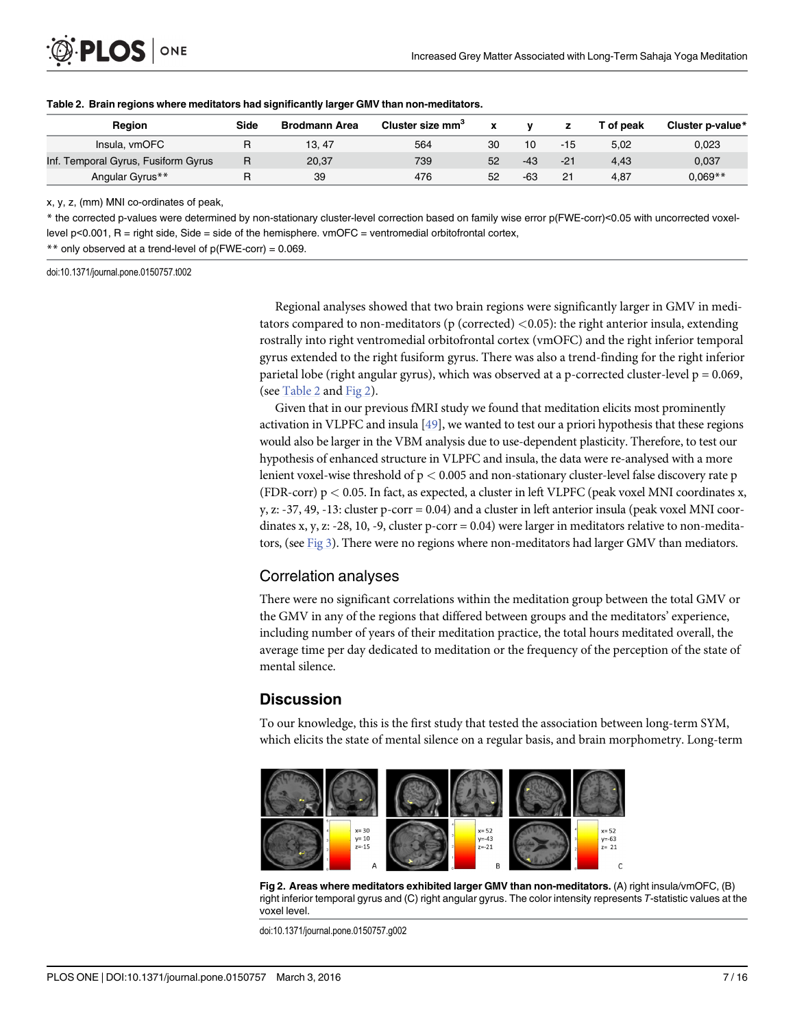**Table 2. Brain regions where meditators had significantly larger GMV than non-meditators.**

| Region | Side | Brodmann Area | Cluster size $mm^3$ | x | y | z | T of peak | Cluster p-value* |
|---|---|---|---|---|---|---|---|---|
| Insula, vmOFC | R | 13, 47 | 564 | 30 | 10 | -15 | 5,02 | 0,023 |
| Inf. Temporal Gyrus, Fusiform Gyrus | R | 20,37 | 739 | 52 | -43 | -21 | 4,43 | 0,037 |
| Angular Gyrus** | R | 39 | 476 | 52 | -63 | 21 | 4,87 | 0,069** |

x, y, z, (mm) MNI co-ordinates of peak,

* the corrected p-values were determined by non-stationary cluster-level correction based on family wise error p(FWE-corr)<0.05 with uncorrected voxel-level p<0.001, R = right side, Side = side of the hemisphere. vmOFC = ventromedial orbitofrontal cortex,

** only observed at a trend-level of p(FWE-corr) = 0.069.

doi:10.1371/journal.pone.0150757.t002

Regional analyses showed that two brain regions were significantly larger in GMV in meditators compared to non-meditators (p (corrected) <0.05): the right anterior insula, extending rostrally into right ventromedial orbitofrontal cortex (vmOFC) and the right inferior temporal gyrus extended to the right fusiform gyrus. There was also a trend-finding for the right inferior parietal lobe (right angular gyrus), which was observed at a p-corrected cluster-level p = 0.069, (see Table 2 and Fig 2).

Given that in our previous fMRI study we found that meditation elicits most prominently activation in VLPFC and insula [49], we wanted to test our a priori hypothesis that these regions would also be larger in the VBM analysis due to use-dependent plasticity. Therefore, to test our hypothesis of enhanced structure in VLPFC and insula, the data were re-analysed with a more lenient voxel-wise threshold of $p < 0.005$ and non-stationary cluster-level false discovery rate p (FDR-corr) $p < 0.05$. In fact, as expected, a cluster in left VLPFC (peak voxel MNI coordinates x, y, z: -37, 49, -13: cluster p-corr = 0.04) and a cluster in left anterior insula (peak voxel MNI coordinates x, y, z: -28, 10, -9, cluster p-corr = 0.04) were larger in meditators relative to non-meditators, (see Fig 3). There were no regions where non-meditators had larger GMV than mediators.

## Correlation analyses

There were no significant correlations within the meditation group between the total GMV or the GMV in any of the regions that differed between groups and the meditators' experience, including number of years of their meditation practice, the total hours meditated overall, the average time per day dedicated to meditation or the frequency of the perception of the state of mental silence.

## Discussion

To our knowledge, this is the first study that tested the association between long-term SYM, which elicits the state of mental silence on a regular basis, and brain morphometry. Long-term

**Fig 2. Areas where meditators exhibited larger GMV than non-meditators.** (A) right insula/vmOFC, (B) right inferior temporal gyrus and (C) right angular gyrus. The color intensity represents *T*-statistic values at the voxel level.

doi:10.1371/journal.pone.0150757.g002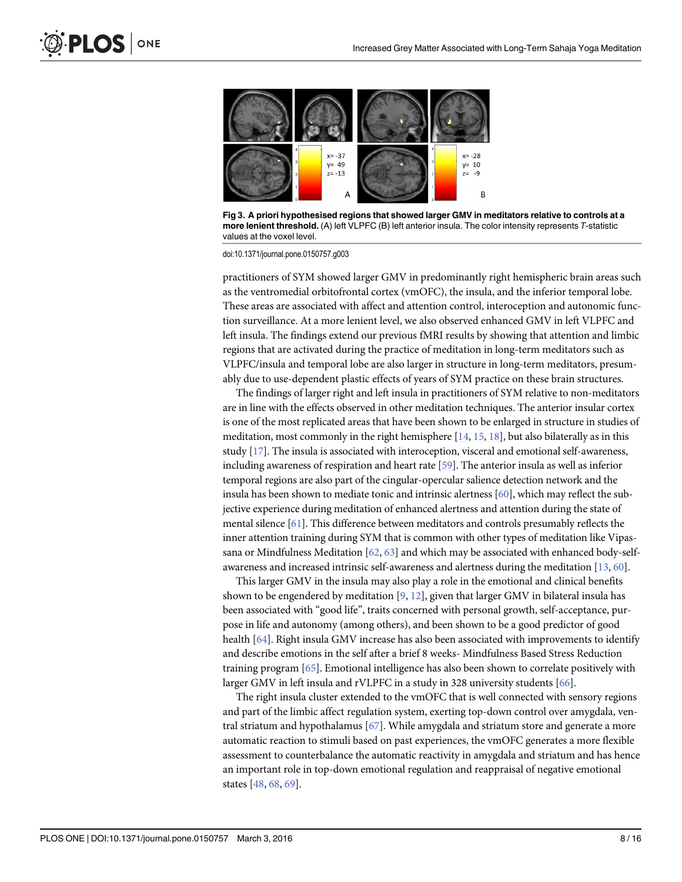**Fig 3. A priori hypothesised regions that showed larger GMV in meditators relative to controls at a more lenient threshold.** (A) left VLPFC (B) left anterior insula. The color intensity represents *T*-statistic values at the voxel level.

doi:10.1371/journal.pone.0150757.g003

practitioners of SYM showed larger GMV in predominantly right hemispheric brain areas such as the ventromedial orbitofrontal cortex (vmOFC), the insula, and the inferior temporal lobe. These areas are associated with affect and attention control, interoception and autonomic function surveillance. At a more lenient level, we also observed enhanced GMV in left VLPFC and left insula. The findings extend our previous fMRI results by showing that attention and limbic regions that are activated during the practice of meditation in long-term meditators such as VLPFC/insula and temporal lobe are also larger in structure in long-term meditators, presumably due to use-dependent plastic effects of years of SYM practice on these brain structures.

The findings of larger right and left insula in practitioners of SYM relative to non-meditators are in line with the effects observed in other meditation techniques. The anterior insular cortex is one of the most replicated areas that have been shown to be enlarged in structure in studies of meditation, most commonly in the right hemisphere [14, 15, 18], but also bilaterally as in this study [17]. The insula is associated with interoception, visceral and emotional self-awareness, including awareness of respiration and heart rate [59]. The anterior insula as well as inferior temporal regions are also part of the cingular-opercular salience detection network and the insula has been shown to mediate tonic and intrinsic alertness [60], which may reflect the subjective experience during meditation of enhanced alertness and attention during the state of mental silence [61]. This difference between meditators and controls presumably reflects the inner attention training during SYM that is common with other types of meditation like Vipassana or Mindfulness Meditation [62, 63] and which may be associated with enhanced body-self-awareness and increased intrinsic self-awareness and alertness during the meditation [13, 60].

This larger GMV in the insula may also play a role in the emotional and clinical benefits shown to be engendered by meditation [9, 12], given that larger GMV in bilateral insula has been associated with "good life", traits concerned with personal growth, self-acceptance, purpose in life and autonomy (among others), and been shown to be a good predictor of good health [64]. Right insula GMV increase has also been associated with improvements to identify and describe emotions in the self after a brief 8 weeks- Mindfulness Based Stress Reduction training program [65]. Emotional intelligence has also been shown to correlate positively with larger GMV in left insula and rVLPFC in a study in 328 university students [66].

The right insula cluster extended to the vmOFC that is well connected with sensory regions and part of the limbic affect regulation system, exerting top-down control over amygdala, ventral striatum and hypothalamus [67]. While amygdala and striatum store and generate a more automatic reaction to stimuli based on past experiences, the vmOFC generates a more flexible assessment to counterbalance the automatic reactivity in amygdala and striatum and has hence an important role in top-down emotional regulation and reappraisal of negative emotional states [48, 68, 69].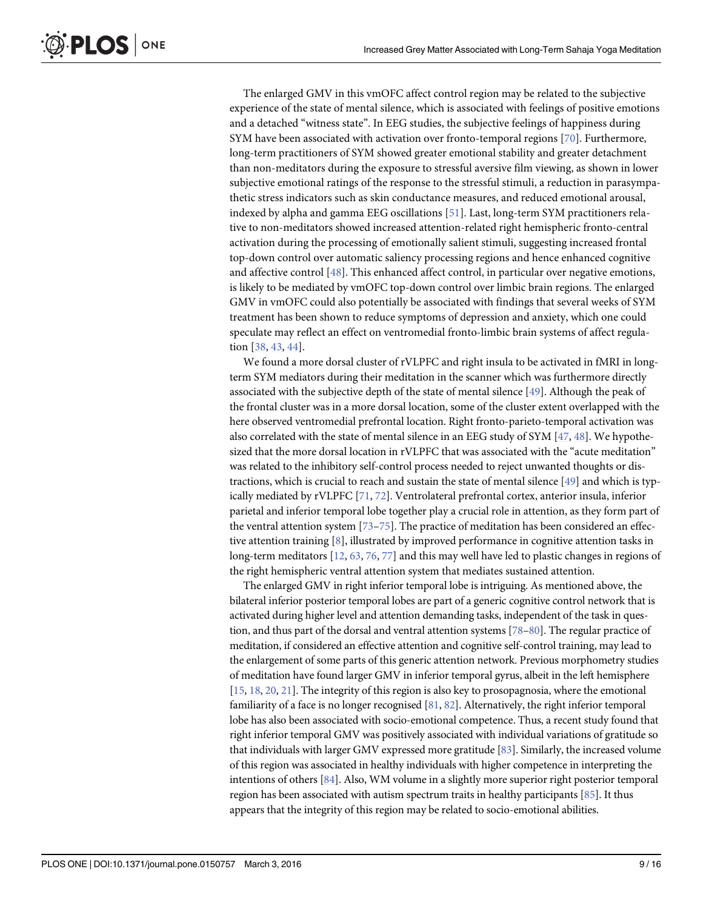The enlarged GMV in this vmOFC affect control region may be related to the subjective experience of the state of mental silence, which is associated with feelings of positive emotions and a detached "witness state". In EEG studies, the subjective feelings of happiness during SYM have been associated with activation over fronto-temporal regions [70]. Furthermore, long-term practitioners of SYM showed greater emotional stability and greater detachment than non-meditators during the exposure to stressful aversive film viewing, as shown in lower subjective emotional ratings of the response to the stressful stimuli, a reduction in parasympathetic stress indicators such as skin conductance measures, and reduced emotional arousal, indexed by alpha and gamma EEG oscillations [51]. Last, long-term SYM practitioners relative to non-meditators showed increased attention-related right hemispheric fronto-central activation during the processing of emotionally salient stimuli, suggesting increased frontal top-down control over automatic saliency processing regions and hence enhanced cognitive and affective control [48]. This enhanced affect control, in particular over negative emotions, is likely to be mediated by vmOFC top-down control over limbic brain regions. The enlarged GMV in vmOFC could also potentially be associated with findings that several weeks of SYM treatment has been shown to reduce symptoms of depression and anxiety, which one could speculate may reflect an effect on ventromedial fronto-limbic brain systems of affect regulation [38, 43, 44].

We found a more dorsal cluster of rVLPFC and right insula to be activated in fMRI in long-term SYM mediators during their meditation in the scanner which was furthermore directly associated with the subjective depth of the state of mental silence [49]. Although the peak of the frontal cluster was in a more dorsal location, some of the cluster extent overlapped with the here observed ventromedial prefrontal location. Right fronto-parieto-temporal activation was also correlated with the state of mental silence in an EEG study of SYM [47, 48]. We hypothesized that the more dorsal location in rVLPFC that was associated with the "acute meditation" was related to the inhibitory self-control process needed to reject unwanted thoughts or distractions, which is crucial to reach and sustain the state of mental silence [49] and which is typically mediated by rVLPFC [71, 72]. Ventrolateral prefrontal cortex, anterior insula, inferior parietal and inferior temporal lobe together play a crucial role in attention, as they form part of the ventral attention system [73–75]. The practice of meditation has been considered an effective attention training [8], illustrated by improved performance in cognitive attention tasks in long-term meditators [12, 63, 76, 77] and this may well have led to plastic changes in regions of the right hemispheric ventral attention system that mediates sustained attention.

The enlarged GMV in right inferior temporal lobe is intriguing. As mentioned above, the bilateral inferior posterior temporal lobes are part of a generic cognitive control network that is activated during higher level and attention demanding tasks, independent of the task in question, and thus part of the dorsal and ventral attention systems [78–80]. The regular practice of meditation, if considered an effective attention and cognitive self-control training, may lead to the enlargement of some parts of this generic attention network. Previous morphometry studies of meditation have found larger GMV in inferior temporal gyrus, albeit in the left hemisphere [15, 18, 20, 21]. The integrity of this region is also key to prosopagnosia, where the emotional familiarity of a face is no longer recognised [81, 82]. Alternatively, the right inferior temporal lobe has also been associated with socio-emotional competence. Thus, a recent study found that right inferior temporal GMV was positively associated with individual variations of gratitude so that individuals with larger GMV expressed more gratitude [83]. Similarly, the increased volume of this region was associated in healthy individuals with higher competence in interpreting the intentions of others [84]. Also, WM volume in a slightly more superior right posterior temporal region has been associated with autism spectrum traits in healthy participants [85]. It thus appears that the integrity of this region may be related to socio-emotional abilities.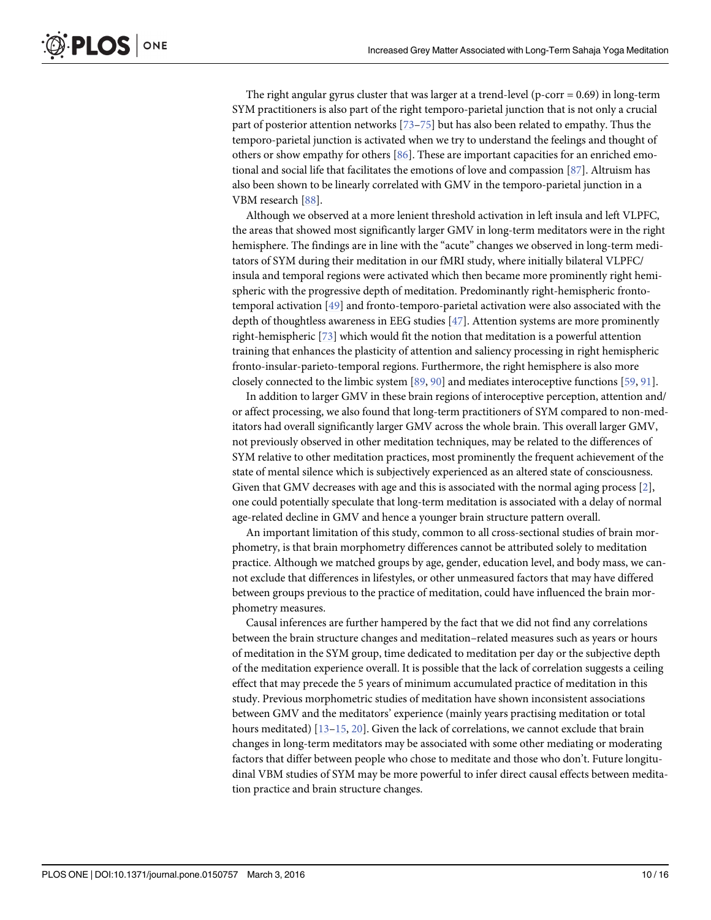The right angular gyrus cluster that was larger at a trend-level (p-corr = 0.69) in long-term SYM practitioners is also part of the right temporo-parietal junction that is not only a crucial part of posterior attention networks [73–75] but has also been related to empathy. Thus the temporo-parietal junction is activated when we try to understand the feelings and thought of others or show empathy for others [86]. These are important capacities for an enriched emotional and social life that facilitates the emotions of love and compassion [87]. Altruism has also been shown to be linearly correlated with GMV in the temporo-parietal junction in a VBM research [88].

Although we observed at a more lenient threshold activation in left insula and left VLPFC, the areas that showed most significantly larger GMV in long-term meditators were in the right hemisphere. The findings are in line with the "acute" changes we observed in long-term meditators of SYM during their meditation in our fMRI study, where initially bilateral VLPFC/insula and temporal regions were activated which then became more prominently right hemispheric with the progressive depth of meditation. Predominantly right-hemispheric fronto-temporal activation [49] and fronto-temporo-parietal activation were also associated with the depth of thoughtless awareness in EEG studies [47]. Attention systems are more prominently right-hemispheric [73] which would fit the notion that meditation is a powerful attention training that enhances the plasticity of attention and saliency processing in right hemispheric fronto-insular-parieto-temporal regions. Furthermore, the right hemisphere is also more closely connected to the limbic system [89, 90] and mediates interoceptive functions [59, 91].

In addition to larger GMV in these brain regions of interoceptive perception, attention and/or affect processing, we also found that long-term practitioners of SYM compared to non-meditators had overall significantly larger GMV across the whole brain. This overall larger GMV, not previously observed in other meditation techniques, may be related to the differences of SYM relative to other meditation practices, most prominently the frequent achievement of the state of mental silence which is subjectively experienced as an altered state of consciousness. Given that GMV decreases with age and this is associated with the normal aging process [2], one could potentially speculate that long-term meditation is associated with a delay of normal age-related decline in GMV and hence a younger brain structure pattern overall.

An important limitation of this study, common to all cross-sectional studies of brain morphometry, is that brain morphometry differences cannot be attributed solely to meditation practice. Although we matched groups by age, gender, education level, and body mass, we cannot exclude that differences in lifestyles, or other unmeasured factors that may have differed between groups previous to the practice of meditation, could have influenced the brain morphometry measures.

Causal inferences are further hampered by the fact that we did not find any correlations between the brain structure changes and meditation–related measures such as years or hours of meditation in the SYM group, time dedicated to meditation per day or the subjective depth of the meditation experience overall. It is possible that the lack of correlation suggests a ceiling effect that may precede the 5 years of minimum accumulated practice of meditation in this study. Previous morphometric studies of meditation have shown inconsistent associations between GMV and the meditators' experience (mainly years practising meditation or total hours meditated) [13–15, 20]. Given the lack of correlations, we cannot exclude that brain changes in long-term meditators may be associated with some other mediating or moderating factors that differ between people who chose to meditate and those who don't. Future longitudinal VBM studies of SYM may be more powerful to infer direct causal effects between meditation practice and brain structure changes.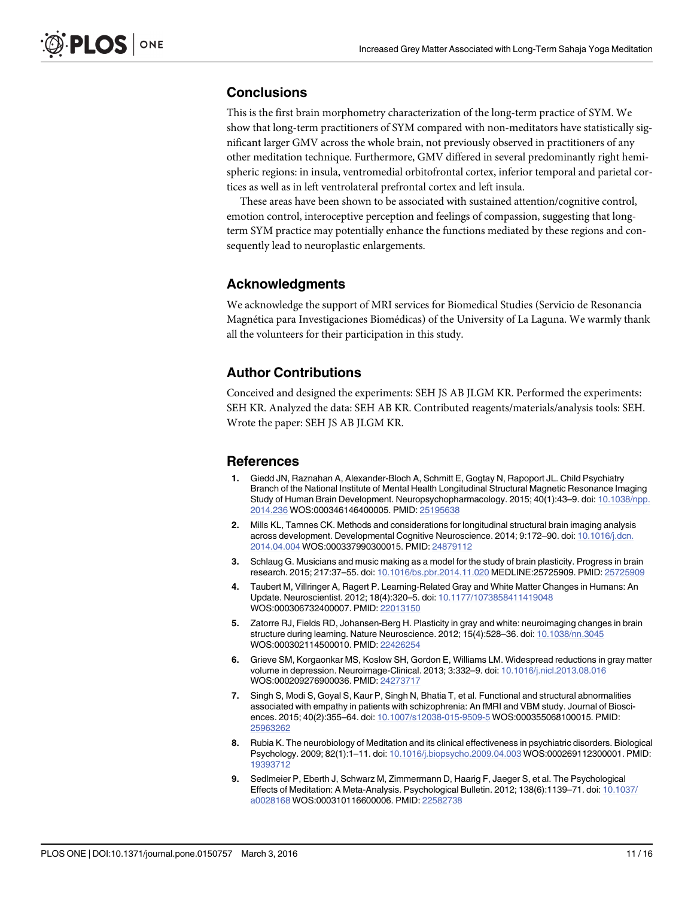## Conclusions

This is the first brain morphometry characterization of the long-term practice of SYM. We show that long-term practitioners of SYM compared with non-meditators have statistically significant larger GMV across the whole brain, not previously observed in practitioners of any other meditation technique. Furthermore, GMV differed in several predominantly right hemispheric regions: in insula, ventromedial orbitofrontal cortex, inferior temporal and parietal cortices as well as in left ventrolateral prefrontal cortex and left insula.

These areas have been shown to be associated with sustained attention/cognitive control, emotion control, interoceptive perception and feelings of compassion, suggesting that long-term SYM practice may potentially enhance the functions mediated by these regions and consequently lead to neuroplastic enlargements.

## Acknowledgments

We acknowledge the support of MRI services for Biomedical Studies (Servicio de Resonancia Magnética para Investigaciones Biomédicas) of the University of La Laguna. We warmly thank all the volunteers for their participation in this study.

## Author Contributions

Conceived and designed the experiments: SEH JS AB JLGM KR. Performed the experiments: SEH KR. Analyzed the data: SEH AB KR. Contributed reagents/materials/analysis tools: SEH. Wrote the paper: SEH JS AB JLGM KR.

## References

1. Giedd JN, Raznahan A, Alexander-Bloch A, Schmitt E, Gogtay N, Rapoport JL. Child Psychiatry Branch of the National Institute of Mental Health Longitudinal Structural Magnetic Resonance Imaging Study of Human Brain Development. Neuropsychopharmacology. 2015; 40(1):43–9. doi: 10.1038/npp.2014.236 WOS:000346146400005. PMID: 25195638
2. Mills KL, Tamnes CK. Methods and considerations for longitudinal structural brain imaging analysis across development. Developmental Cognitive Neuroscience. 2014; 9:172–90. doi: 10.1016/j.dcn.2014.04.004 WOS:000337990300015. PMID: 24879112
3. Schlaug G. Musicians and music making as a model for the study of brain plasticity. Progress in brain research. 2015; 217:37–55. doi: 10.1016/bs.pbr.2014.11.020 MEDLINE:25725909. PMID: 25725909
4. Taubert M, Villringer A, Ragert P. Learning-Related Gray and White Matter Changes in Humans: An Update. Neuroscientist. 2012; 18(4):320–5. doi: 10.1177/1073858411419048 WOS:000306732400007. PMID: 22013150
5. Zatorre RJ, Fields RD, Johansen-Berg H. Plasticity in gray and white: neuroimaging changes in brain structure during learning. Nature Neuroscience. 2012; 15(4):528–36. doi: 10.1038/nn.3045 WOS:000302114500010. PMID: 22426254
6. Grieve SM, Korgaonkar MS, Koslow SH, Gordon E, Williams LM. Widespread reductions in gray matter volume in depression. Neuroimage-Clinical. 2013; 3:332–9. doi: 10.1016/j.nicl.2013.08.016 WOS:000209276900036. PMID: 24273717
7. Singh S, Modi S, Goyal S, Kaur P, Singh N, Bhatia T, et al. Functional and structural abnormalities associated with empathy in patients with schizophrenia: An fMRI and VBM study. Journal of Biosciences. 2015; 40(2):355–64. doi: 10.1007/s12038-015-9509-5 WOS:000355068100015. PMID: 25963262
8. Rubia K. The neurobiology of Meditation and its clinical effectiveness in psychiatric disorders. Biological Psychology. 2009; 82(1):1–11. doi: 10.1016/j.biopsycho.2009.04.003 WOS:000269112300001. PMID: 19393712
9. Sedlmeier P, Eberth J, Schwarz M, Zimmermann D, Haarig F, Jaeger S, et al. The Psychological Effects of Meditation: A Meta-Analysis. Psychological Bulletin. 2012; 138(6):1139–71. doi: 10.1037/a0028168 WOS:000310116600006. PMID: 22582738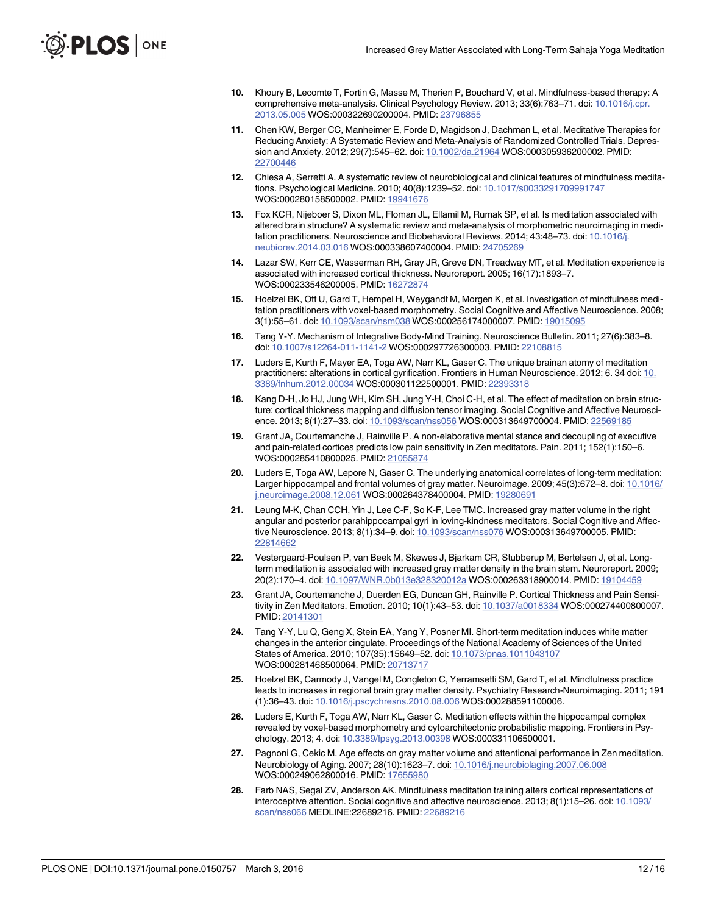10. Khoury B, Lecomte T, Fortin G, Masse M, Therien P, Bouchard V, et al. Mindfulness-based therapy: A comprehensive meta-analysis. Clinical Psychology Review. 2013; 33(6):763–71. doi: 10.1016/j.cpr.2013.05.005 WOS:000322690200004. PMID: 23796855

11. Chen KW, Berger CC, Manheimer E, Forde D, Magidson J, Dachman L, et al. Meditative Therapies for Reducing Anxiety: A Systematic Review and Meta-Analysis of Randomized Controlled Trials. Depression and Anxiety. 2012; 29(7):545–62. doi: 10.1002/da.21964 WOS:000305936200002. PMID: 22700446

12. Chiesa A, Serretti A. A systematic review of neurobiological and clinical features of mindfulness meditations. Psychological Medicine. 2010; 40(8):1239–52. doi: 10.1017/s0033291709991747 WOS:000280158500002. PMID: 19941676

13. Fox KCR, Nijeboer S, Dixon ML, Floman JL, Ellamil M, Rumak SP, et al. Is meditation associated with altered brain structure? A systematic review and meta-analysis of morphometric neuroimaging in meditation practitioners. Neuroscience and Biobehavioral Reviews. 2014; 43:48–73. doi: 10.1016/j.neubiorev.2014.03.016 WOS:000338607400004. PMID: 24705269

14. Lazar SW, Kerr CE, Wasserman RH, Gray JR, Greve DN, Treadway MT, et al. Meditation experience is associated with increased cortical thickness. Neuroreport. 2005; 16(17):1893–7. WOS:000233546200005. PMID: 16272874

15. Hoelzel BK, Ott U, Gard T, Hempel H, Weygandt M, Morgen K, et al. Investigation of mindfulness meditation practitioners with voxel-based morphometry. Social Cognitive and Affective Neuroscience. 2008; 3(1):55–61. doi: 10.1093/scan/nsm038 WOS:000256174000007. PMID: 19015095

16. Tang Y-Y. Mechanism of Integrative Body-Mind Training. Neuroscience Bulletin. 2011; 27(6):383–8. doi: 10.1007/s12264-011-1141-2 WOS:000297726300003. PMID: 22108815

17. Luders E, Kurth F, Mayer EA, Toga AW, Narr KL, Gaser C. The unique brainan atomy of meditation practitioners: alterations in cortical gyrification. Frontiers in Human Neuroscience. 2012; 6. 34 doi: 10.3389/fnhum.2012.00034 WOS:000301122500001. PMID: 22393318

18. Kang D-H, Jo HJ, Jung WH, Kim SH, Jung Y-H, Choi C-H, et al. The effect of meditation on brain structure: cortical thickness mapping and diffusion tensor imaging. Social Cognitive and Affective Neuroscience. 2013; 8(1):27–33. doi: 10.1093/scan/nss056 WOS:000313649700004. PMID: 22569185

19. Grant JA, Courtemanche J, Rainville P. A non-elaborative mental stance and decoupling of executive and pain-related cortices predicts low pain sensitivity in Zen meditators. Pain. 2011; 152(1):150–6. WOS:000285410800025. PMID: 21055874

20. Luders E, Toga AW, Lepore N, Gaser C. The underlying anatomical correlates of long-term meditation: Larger hippocampal and frontal volumes of gray matter. Neuroimage. 2009; 45(3):672–8. doi: 10.1016/j.neuroimage.2008.12.061 WOS:000264378400004. PMID: 19280691

21. Leung M-K, Chan CCH, Yin J, Lee C-F, So K-F, Lee TMC. Increased gray matter volume in the right angular and posterior parahippocampal gyri in loving-kindness meditators. Social Cognitive and Affective Neuroscience. 2013; 8(1):34–9. doi: 10.1093/scan/nss076 WOS:000313649700005. PMID: 22814662

22. Vestergaard-Poulsen P, van Beek M, Skewes J, Bjarkam CR, Stubberup M, Bertelsen J, et al. Long-term meditation is associated with increased gray matter density in the brain stem. Neuroreport. 2009; 20(2):170–4. doi: 10.1097/WNR.0b013e328320012a WOS:000263318900014. PMID: 19104459

23. Grant JA, Courtemanche J, Duerden EG, Duncan GH, Rainville P. Cortical Thickness and Pain Sensitivity in Zen Meditators. Emotion. 2010; 10(1):43–53. doi: 10.1037/a0018334 WOS:000274400800007. PMID: 20141301

24. Tang Y-Y, Lu Q, Geng X, Stein EA, Yang Y, Posner MI. Short-term meditation induces white matter changes in the anterior cingulate. Proceedings of the National Academy of Sciences of the United States of America. 2010; 107(35):15649–52. doi: 10.1073/pnas.1011043107 WOS:000281468500064. PMID: 20713717

25. Hoelzel BK, Carmody J, Vangel M, Congleton C, Yerramsetti SM, Gard T, et al. Mindfulness practice leads to increases in regional brain gray matter density. Psychiatry Research-Neuroimaging. 2011; 191 (1):36–43. doi: 10.1016/j.pscychresns.2010.08.006 WOS:000288591100006.

26. Luders E, Kurth F, Toga AW, Narr KL, Gaser C. Meditation effects within the hippocampal complex revealed by voxel-based morphometry and cytoarchitectonic probabilistic mapping. Frontiers in Psychology. 2013; 4. doi: 10.3389/fpsyg.2013.00398 WOS:000331106500001.

27. Pagnoni G, Cekic M. Age effects on gray matter volume and attentional performance in Zen meditation. Neurobiology of Aging. 2007; 28(10):1623–7. doi: 10.1016/j.neurobiolaging.2007.06.008 WOS:000249062800016. PMID: 17655980

28. Farb NAS, Segal ZV, Anderson AK. Mindfulness meditation training alters cortical representations of interoceptive attention. Social cognitive and affective neuroscience. 2013; 8(1):15–26. doi: 10.1093/scan/nss066 MEDLINE:22689216. PMID: 22689216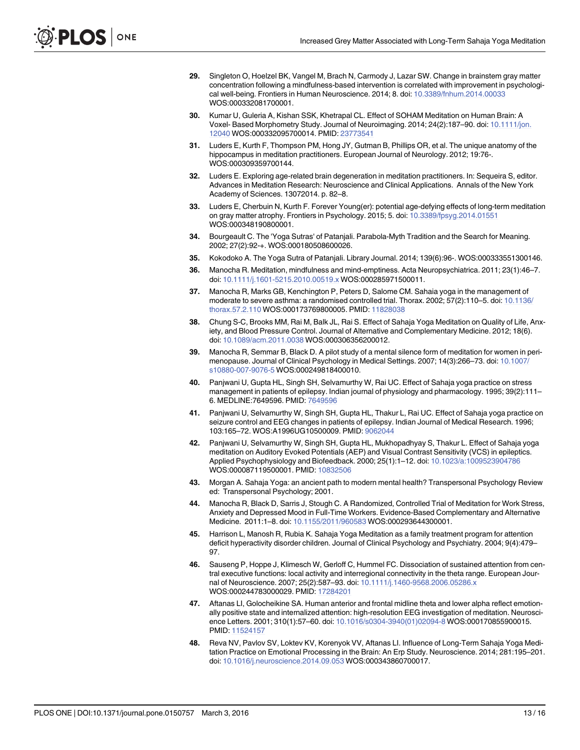29. Singleton O, Hoelzel BK, Vangel M, Brach N, Carmody J, Lazar SW. Change in brainstem gray matter concentration following a mindfulness-based intervention is correlated with improvement in psychological well-being. Frontiers in Human Neuroscience. 2014; 8. doi: 10.3389/fnhum.2014.00033 WOS:000332081700001.
30. Kumar U, Guleria A, Kishan SSK, Khetrapal CL. Effect of SOHAM Meditation on Human Brain: A Voxel- Based Morphometry Study. Journal of Neuroimaging. 2014; 24(2):187–90. doi: 10.1111/jon.12040 WOS:000332095700014. PMID: 23773541
31. Luders E, Kurth F, Thompson PM, Hong JY, Gutman B, Phillips OR, et al. The unique anatomy of the hippocampus in meditation practitioners. European Journal of Neurology. 2012; 19:76-. WOS:000309359700144.
32. Luders E. Exploring age-related brain degeneration in meditation practitioners. In: Sequeira S, editor. Advances in Meditation Research: Neuroscience and Clinical Applications. Annals of the New York Academy of Sciences. 13072014. p. 82–8.
33. Luders E, Cherbuin N, Kurth F. Forever Young(er): potential age-defying effects of long-term meditation on gray matter atrophy. Frontiers in Psychology. 2015; 5. doi: 10.3389/fpsyg.2014.01551 WOS:000348190800001.
34. Bourgeault C. The 'Yoga Sutras' of Patanjali. Parabola-Myth Tradition and the Search for Meaning. 2002; 27(2):92-+. WOS:000180508600026.
35. Kokodoko A. The Yoga Sutra of Patanjali. Library Journal. 2014; 139(6):96-. WOS:000333551300146.
36. Manocha R. Meditation, mindfulness and mind-emptiness. Acta Neuropsychiatrica. 2011; 23(1):46–7. doi: 10.1111/j.1601-5215.2010.00519.x WOS:000285971500011.
37. Manocha R, Marks GB, Kenchington P, Peters D, Salome CM. Sahaia yoga in the management of moderate to severe asthma: a randomised controlled trial. Thorax. 2002; 57(2):110–5. doi: 10.1136/thorax.57.2.110 WOS:000173769800005. PMID: 11828038
38. Chung S-C, Brooks MM, Rai M, Balk JL, Rai S. Effect of Sahaja Yoga Meditation on Quality of Life, Anxiety, and Blood Pressure Control. Journal of Alternative and Complementary Medicine. 2012; 18(6). doi: 10.1089/acm.2011.0038 WOS:000306356200012.
39. Manocha R, Semmar B, Black D. A pilot study of a mental silence form of meditation for women in perimenopause. Journal of Clinical Psychology in Medical Settings. 2007; 14(3):266–73. doi: 10.1007/s10880-007-9076-5 WOS:000249818400010.
40. Panjwani U, Gupta HL, Singh SH, Selvamurthy W, Rai UC. Effect of Sahaja yoga practice on stress management in patients of epilepsy. Indian journal of physiology and pharmacology. 1995; 39(2):111–6. MEDLINE:7649596. PMID: 7649596
41. Panjwani U, Selvamurthy W, Singh SH, Gupta HL, Thakur L, Rai UC. Effect of Sahaja yoga practice on seizure control and EEG changes in patients of epilepsy. Indian Journal of Medical Research. 1996; 103:165–72. WOS:A1996UG10500009. PMID: 9062044
42. Panjwani U, Selvamurthy W, Singh SH, Gupta HL, Mukhopadhyay S, Thakur L. Effect of Sahaja yoga meditation on Auditory Evoked Potentials (AEP) and Visual Contrast Sensitivity (VCS) in epileptics. Applied Psychophysiology and Biofeedback. 2000; 25(1):1–12. doi: 10.1023/a:1009523904786 WOS:000087119500001. PMID: 10832506
43. Morgan A. Sahaja Yoga: an ancient path to modern mental health? Transpersonal Psychology Review ed: Transpersonal Psychology; 2001.
44. Manocha R, Black D, Sarris J, Stough C. A Randomized, Controlled Trial of Meditation for Work Stress, Anxiety and Depressed Mood in Full-Time Workers. Evidence-Based Complementary and Alternative Medicine. 2011:1–8. doi: 10.1155/2011/960583 WOS:000293644300001.
45. Harrison L, Manosh R, Rubia K. Sahaja Yoga Meditation as a family treatment program for attention deficit hyperactivity disorder children. Journal of Clinical Psychology and Psychiatry. 2004; 9(4):479–97.
46. Sauseng P, Hoppe J, Klimesch W, Gerloff C, Hummel FC. Dissociation of sustained attention from central executive functions: local activity and interregional connectivity in the theta range. European Journal of Neuroscience. 2007; 25(2):587–93. doi: 10.1111/j.1460-9568.2006.05286.x WOS:000244783000029. PMID: 17284201
47. Aftanas LI, Golocheikine SA. Human anterior and frontal midline theta and lower alpha reflect emotionally positive state and internalized attention: high-resolution EEG investigation of meditation. Neuroscience Letters. 2001; 310(1):57–60. doi: 10.1016/s0304-3940(01)02094-8 WOS:000170855900015. PMID: 11524157
48. Reva NV, Pavlov SV, Loktev KV, Korenyok VV, Aftanas LI. Influence of Long-Term Sahaja Yoga Meditation Practice on Emotional Processing in the Brain: An Erp Study. Neuroscience. 2014; 281:195–201. doi: 10.1016/j.neuroscience.2014.09.053 WOS:000343860700017.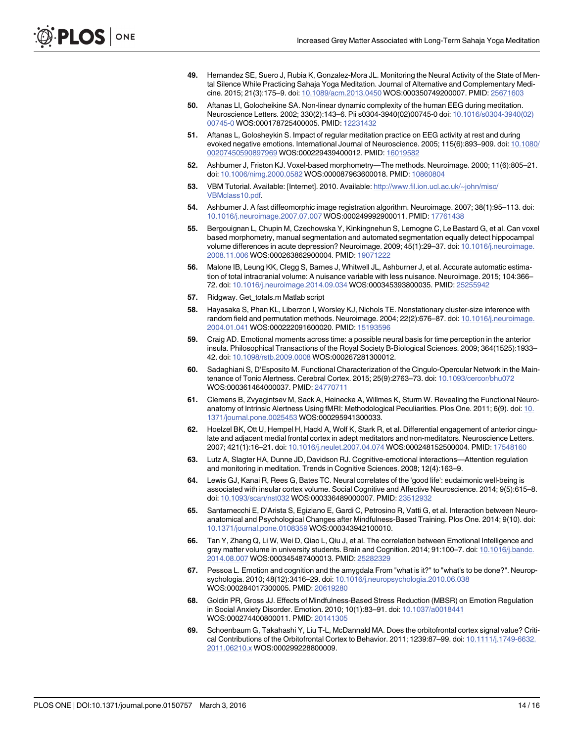49. Hernandez SE, Suero J, Rubia K, Gonzalez-Mora JL. Monitoring the Neural Activity of the State of Mental Silence While Practicing Sahaja Yoga Meditation. Journal of Alternative and Complementary Medicine. 2015; 21(3):175–9. doi: 10.1089/acm.2013.0450 WOS:000350749200007. PMID: 25671603

50. Aftanas LI, Golocheikine SA. Non-linear dynamic complexity of the human EEG during meditation. Neuroscience Letters. 2002; 330(2):143–6. Pii s0304-3940(02)00745-0 doi: 10.1016/s0304-3940(02)00745-0 WOS:000178725400005. PMID: 12231432

51. Aftanas L, Golosheykin S. Impact of regular meditation practice on EEG activity at rest and during evoked negative emotions. International Journal of Neuroscience. 2005; 115(6):893–909. doi: 10.1080/00207450590897969 WOS:000229439400012. PMID: 16019582

52. Ashburner J, Friston KJ. Voxel-based morphometry—The methods. Neuroimage. 2000; 11(6):805–21. doi: 10.1006/nimg.2000.0582 WOS:000087963600018. PMID: 10860804

53. VBM Tutorial. Available: [Internet]. 2010. Available: http://www.fil.ion.ucl.ac.uk/~john/misc/VBMclass10.pdf.

54. Ashburner J. A fast diffeomorphic image registration algorithm. Neuroimage. 2007; 38(1):95–113. doi: 10.1016/j.neuroimage.2007.07.007 WOS:000249992900011. PMID: 17761438

55. Bergouignan L, Chupin M, Czechowska Y, Kinkingnehun S, Lemogne C, Le Bastard G, et al. Can voxel based morphometry, manual segmentation and automated segmentation equally detect hippocampal volume differences in acute depression? Neuroimage. 2009; 45(1):29–37. doi: 10.1016/j.neuroimage.2008.11.006 WOS:000263862900004. PMID: 19071222

56. Malone IB, Leung KK, Clegg S, Barnes J, Whitwell JL, Ashburner J, et al. Accurate automatic estimation of total intracranial volume: A nuisance variable with less nuisance. Neuroimage. 2015; 104:366–72. doi: 10.1016/j.neuroimage.2014.09.034 WOS:000345393800035. PMID: 25255942

57. Ridgway. Get_totals.m Matlab script

58. Hayasaka S, Phan KL, Liberzon I, Worsley KJ, Nichols TE. Nonstationary cluster-size inference with random field and permutation methods. Neuroimage. 2004; 22(2):676–87. doi: 10.1016/j.neuroimage.2004.01.041 WOS:000222091600020. PMID: 15193596

59. Craig AD. Emotional moments across time: a possible neural basis for time perception in the anterior insula. Philosophical Transactions of the Royal Society B-Biological Sciences. 2009; 364(1525):1933–42. doi: 10.1098/rstb.2009.0008 WOS:000267281300012.

60. Sadaghiani S, D'Esposito M. Functional Characterization of the Cingulo-Opercular Network in the Maintenance of Tonic Alertness. Cerebral Cortex. 2015; 25(9):2763–73. doi: 10.1093/cercor/bhu072 WOS:000361464000037. PMID: 24770711

61. Clemens B, Zvyagintsev M, Sack A, Heinecke A, Willmes K, Sturm W. Revealing the Functional Neuroanatomy of Intrinsic Alertness Using fMRI: Methodological Peculiarities. Plos One. 2011; 6(9). doi: 10.1371/journal.pone.0025453 WOS:000295941300033.

62. Hoelzel BK, Ott U, Hempel H, Hackl A, Wolf K, Stark R, et al. Differential engagement of anterior cingulate and adjacent medial frontal cortex in adept meditators and non-meditators. Neuroscience Letters. 2007; 421(1):16–21. doi: 10.1016/j.neulet.2007.04.074 WOS:000248152500004. PMID: 17548160

63. Lutz A, Slagter HA, Dunne JD, Davidson RJ. Cognitive-emotional interactions—Attention regulation and monitoring in meditation. Trends in Cognitive Sciences. 2008; 12(4):163–9.

64. Lewis GJ, Kanai R, Rees G, Bates TC. Neural correlates of the 'good life': eudaimonic well-being is associated with insular cortex volume. Social Cognitive and Affective Neuroscience. 2014; 9(5):615–8. doi: 10.1093/scan/nst032 WOS:000336489000007. PMID: 23512932

65. Santarnecchi E, D'Arista S, Egiziano E, Gardi C, Petrosino R, Vatti G, et al. Interaction between Neuroanatomical and Psychological Changes after Mindfulness-Based Training. Plos One. 2014; 9(10). doi: 10.1371/journal.pone.0108359 WOS:000343942100010.

66. Tan Y, Zhang Q, Li W, Wei D, Qiao L, Qiu J, et al. The correlation between Emotional Intelligence and gray matter volume in university students. Brain and Cognition. 2014; 91:100–7. doi: 10.1016/j.bandc.2014.08.007 WOS:000345487400013. PMID: 25282329

67. Pessoa L. Emotion and cognition and the amygdala From "what is it?" to "what's to be done?". Neuropsychologia. 2010; 48(12):3416–29. doi: 10.1016/j.neuropsychologia.2010.06.038 WOS:000284017300005. PMID: 20619280

68. Goldin PR, Gross JJ. Effects of Mindfulness-Based Stress Reduction (MBSR) on Emotion Regulation in Social Anxiety Disorder. Emotion. 2010; 10(1):83–91. doi: 10.1037/a0018441 WOS:000274400800011. PMID: 20141305

69. Schoenbaum G, Takahashi Y, Liu T-L, McDannald MA. Does the orbitofrontal cortex signal value? Critical Contributions of the Orbitofrontal Cortex to Behavior. 2011; 1239:87–99. doi: 10.1111/j.1749-6632.2011.06210.x WOS:000299228800009.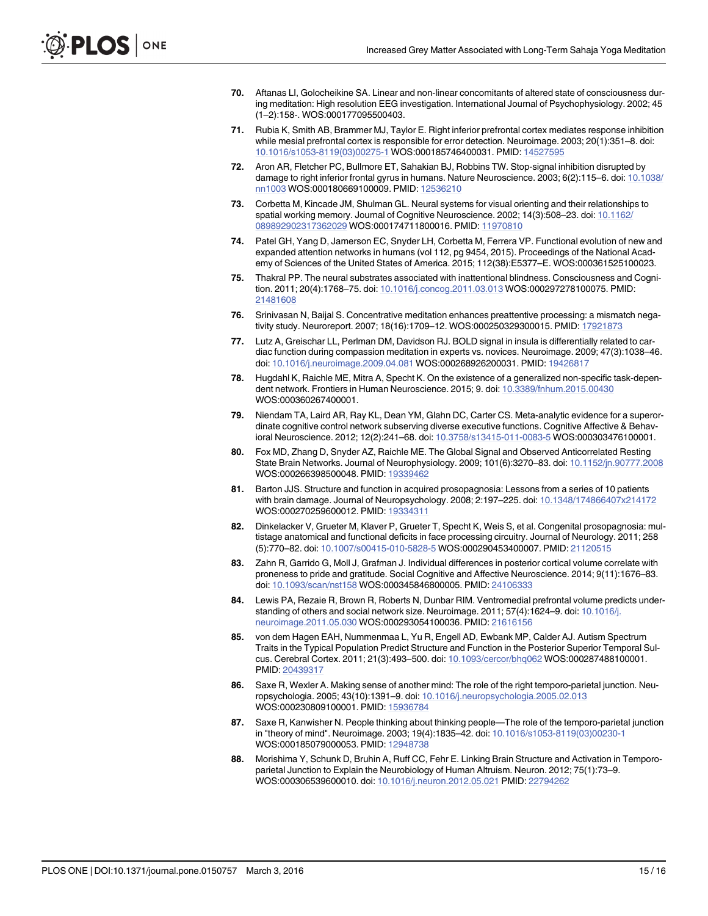70. Aftanas LI, Golocheikine SA. Linear and non-linear concomitants of altered state of consciousness during meditation: High resolution EEG investigation. International Journal of Psychophysiology. 2002; 45 (1–2):158-. WOS:000177095500403.

71. Rubia K, Smith AB, Brammer MJ, Taylor E. Right inferior prefrontal cortex mediates response inhibition while mesial prefrontal cortex is responsible for error detection. Neuroimage. 2003; 20(1):351–8. doi: 10.1016/s1053-8119(03)00275-1 WOS:000185746400031. PMID: 14527595

72. Aron AR, Fletcher PC, Bullmore ET, Sahakian BJ, Robbins TW. Stop-signal inhibition disrupted by damage to right inferior frontal gyrus in humans. Nature Neuroscience. 2003; 6(2):115–6. doi: 10.1038/nn1003 WOS:000180669100009. PMID: 12536210

73. Corbetta M, Kincade JM, Shulman GL. Neural systems for visual orienting and their relationships to spatial working memory. Journal of Cognitive Neuroscience. 2002; 14(3):508–23. doi: 10.1162/089892902317362029 WOS:000174711800016. PMID: 11970810

74. Patel GH, Yang D, Jamerson EC, Snyder LH, Corbetta M, Ferrera VP. Functional evolution of new and expanded attention networks in humans (vol 112, pg 9454, 2015). Proceedings of the National Academy of Sciences of the United States of America. 2015; 112(38):E5377–E. WOS:000361525100023.

75. Thakral PP. The neural substrates associated with inattentional blindness. Consciousness and Cognition. 2011; 20(4):1768–75. doi: 10.1016/j.concog.2011.03.013 WOS:000297278100075. PMID: 21481608

76. Srinivasan N, Baijal S. Concentrative meditation enhances preattentive processing: a mismatch negativity study. Neuroreport. 2007; 18(16):1709–12. WOS:000250329300015. PMID: 17921873

77. Lutz A, Greischar LL, Perlman DM, Davidson RJ. BOLD signal in insula is differentially related to cardiac function during compassion meditation in experts vs. novices. Neuroimage. 2009; 47(3):1038–46. doi: 10.1016/j.neuroimage.2009.04.081 WOS:000268926200031. PMID: 19426817

78. Hugdahl K, Raichle ME, Mitra A, Specht K. On the existence of a generalized non-specific task-dependent network. Frontiers in Human Neuroscience. 2015; 9. doi: 10.3389/fnhum.2015.00430 WOS:000360267400001.

79. Niendam TA, Laird AR, Ray KL, Dean YM, Glahn DC, Carter CS. Meta-analytic evidence for a superordinate cognitive control network subserving diverse executive functions. Cognitive Affective & Behavioral Neuroscience. 2012; 12(2):241–68. doi: 10.3758/s13415-011-0083-5 WOS:000303476100001.

80. Fox MD, Zhang D, Snyder AZ, Raichle ME. The Global Signal and Observed Anticorrelated Resting State Brain Networks. Journal of Neurophysiology. 2009; 101(6):3270–83. doi: 10.1152/jn.90777.2008 WOS:000266398500048. PMID: 19339462

81. Barton JJS. Structure and function in acquired prosopagnosia: Lessons from a series of 10 patients with brain damage. Journal of Neuropsychology. 2008; 2:197–225. doi: 10.1348/174866407x214172 WOS:000270259600012. PMID: 19334311

82. Dinkelacker V, Grueter M, Klaver P, Grueter T, Specht K, Weis S, et al. Congenital prosopagnosia: multistage anatomical and functional deficits in face processing circuitry. Journal of Neurology. 2011; 258 (5):770–82. doi: 10.1007/s00415-010-5828-5 WOS:000290453400007. PMID: 21120515

83. Zahn R, Garrido G, Moll J, Grafman J. Individual differences in posterior cortical volume correlate with proneness to pride and gratitude. Social Cognitive and Affective Neuroscience. 2014; 9(11):1676–83. doi: 10.1093/scan/nst158 WOS:000345846800005. PMID: 24106333

84. Lewis PA, Rezaie R, Brown R, Roberts N, Dunbar RIM. Ventromedial prefrontal volume predicts understanding of others and social network size. Neuroimage. 2011; 57(4):1624–9. doi: 10.1016/j.neuroimage.2011.05.030 WOS:000293054100036. PMID: 21616156

85. von dem Hagen EAH, Nummenmaa L, Yu R, Engell AD, Ewbank MP, Calder AJ. Autism Spectrum Traits in the Typical Population Predict Structure and Function in the Posterior Superior Temporal Sulcus. Cerebral Cortex. 2011; 21(3):493–500. doi: 10.1093/cercor/bhq062 WOS:000287488100001. PMID: 20439317

86. Saxe R, Wexler A. Making sense of another mind: The role of the right temporo-parietal junction. Neuropsychologia. 2005; 43(10):1391–9. doi: 10.1016/j.neuropsychologia.2005.02.013 WOS:000230809100001. PMID: 15936784

87. Saxe R, Kanwisher N. People thinking about thinking people—The role of the temporo-parietal junction in "theory of mind". Neuroimage. 2003; 19(4):1835–42. doi: 10.1016/s1053-8119(03)00230-1 WOS:000185079000053. PMID: 12948738

88. Morishima Y, Schunk D, Bruhin A, Ruff CC, Fehr E. Linking Brain Structure and Activation in Temporoparietal Junction to Explain the Neurobiology of Human Altruism. Neuron. 2012; 75(1):73–9. WOS:000306539600010. doi: 10.1016/j.neuron.2012.05.021 PMID: 22794262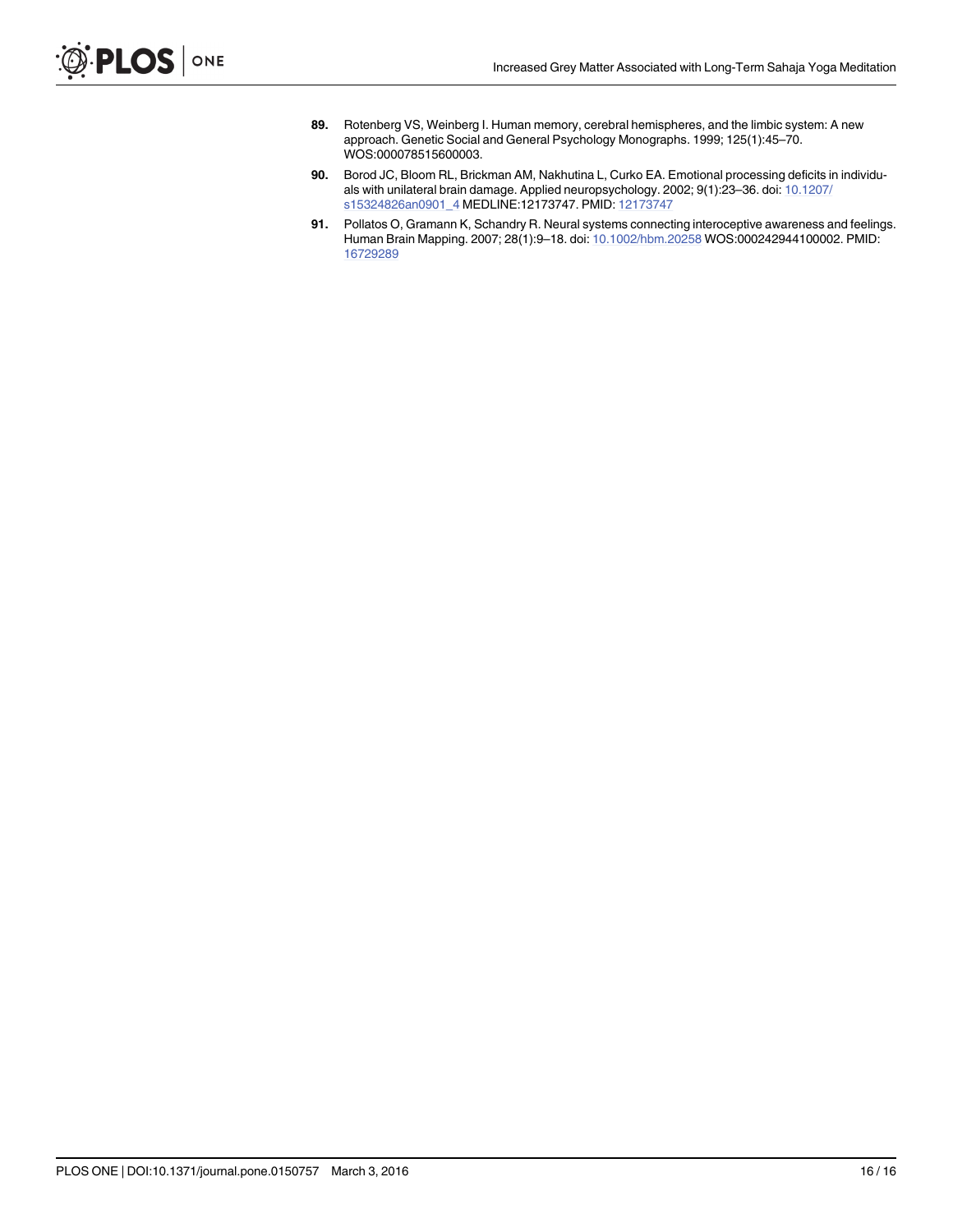89. Rotenberg VS, Weinberg I. Human memory, cerebral hemispheres, and the limbic system: A new approach. Genetic Social and General Psychology Monographs. 1999; 125(1):45–70. WOS:000078515600003.

90. Borod JC, Bloom RL, Brickman AM, Nakhutina L, Curko EA. Emotional processing deficits in individuals with unilateral brain damage. Applied neuropsychology. 2002; 9(1):23–36. doi: 10.1207/s15324826an0901_4 MEDLINE:12173747. PMID: 12173747

91. Pollatos O, Gramann K, Schandry R. Neural systems connecting interoceptive awareness and feelings. Human Brain Mapping. 2007; 28(1):9–18. doi: 10.1002/hbm.20258 WOS:000242944100002. PMID: 16729289